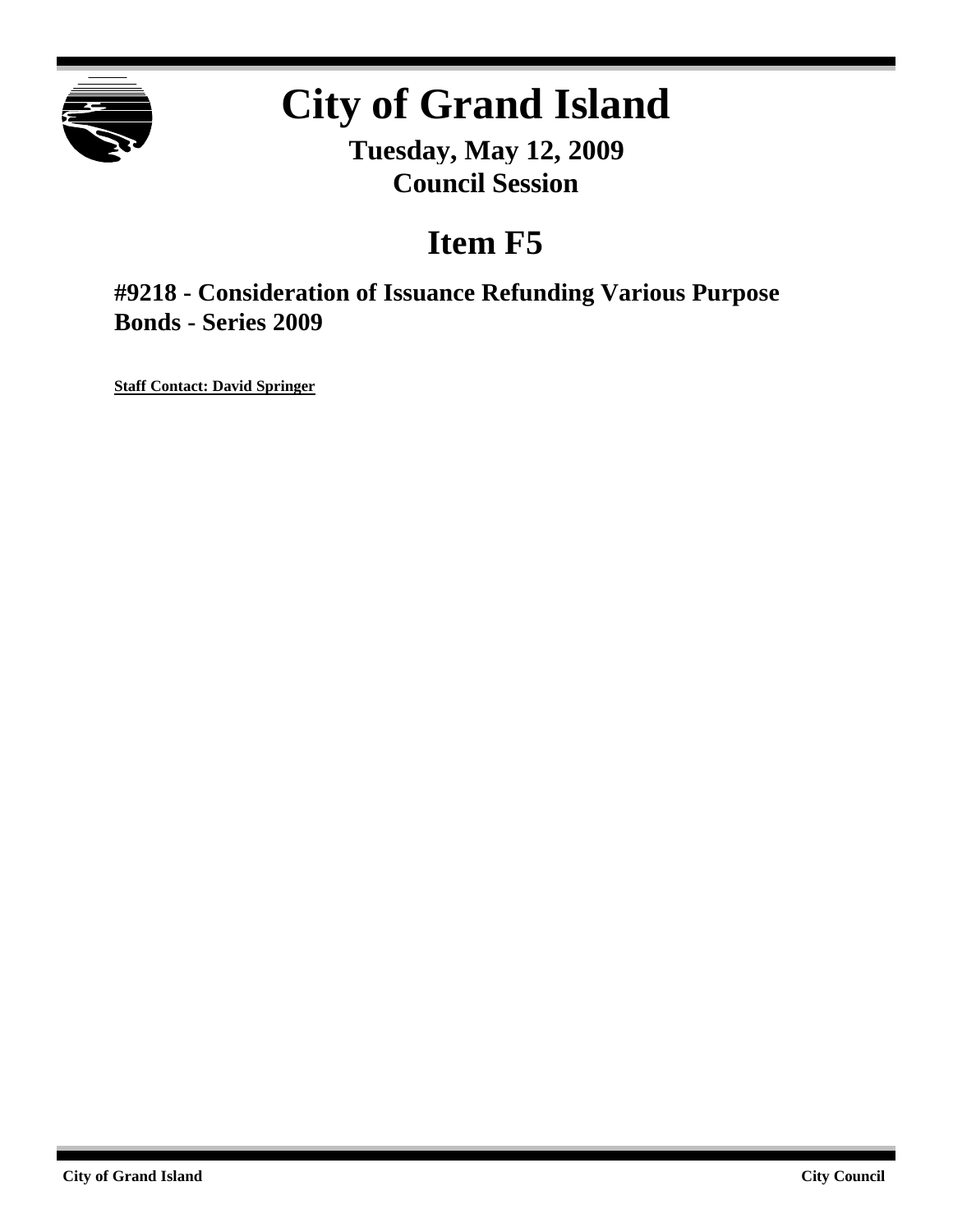# City of Grand Island

**Tuesday, May 12, 2009**
**Council Session**

# Item F5

## #9218 - Consideration of Issuance Refunding Various Purpose Bonds - Series 2009

**Staff Contact: David Springer**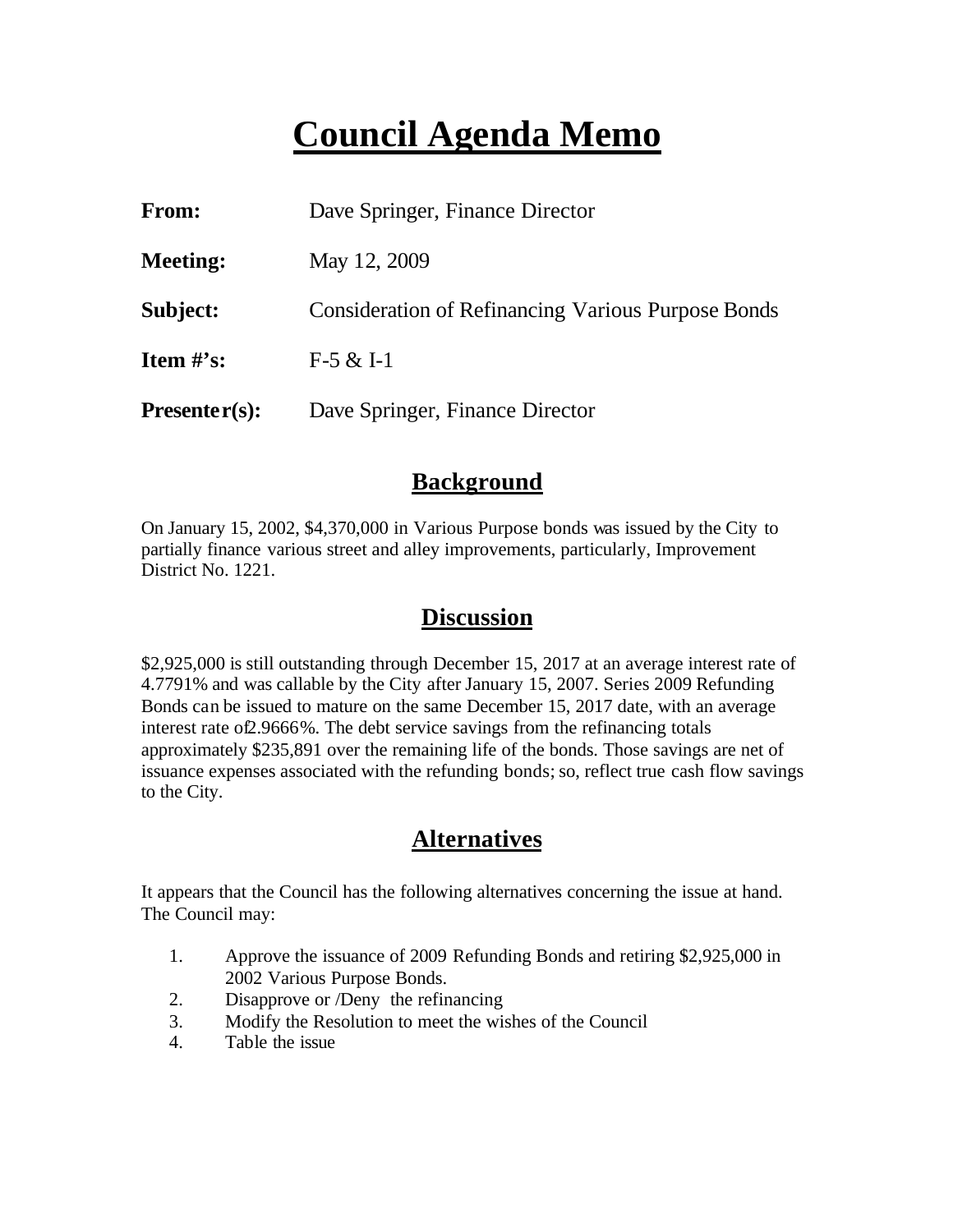# Council Agenda Memo

**From:** Dave Springer, Finance Director

**Meeting:** May 12, 2009

**Subject:** Consideration of Refinancing Various Purpose Bonds

**Item #'s:** F-5 & I-1

**Presenter(s):** Dave Springer, Finance Director

## Background

On January 15, 2002, $4,370,000 in Various Purpose bonds was issued by the City to partially finance various street and alley improvements, particularly, Improvement District No. 1221.

## Discussion

$2,925,000 is still outstanding through December 15, 2017 at an average interest rate of 4.7791% and was callable by the City after January 15, 2007. Series 2009 Refunding Bonds can be issued to mature on the same December 15, 2017 date, with an average interest rate of 2.9666%. The debt service savings from the refinancing totals approximately $235,891 over the remaining life of the bonds. Those savings are net of issuance expenses associated with the refunding bonds; so, reflect true cash flow savings to the City.

## Alternatives

It appears that the Council has the following alternatives concerning the issue at hand. The Council may:

1. Approve the issuance of 2009 Refunding Bonds and retiring $2,925,000 in 2002 Various Purpose Bonds.
2. Disapprove or /Deny the refinancing
3. Modify the Resolution to meet the wishes of the Council
4. Table the issue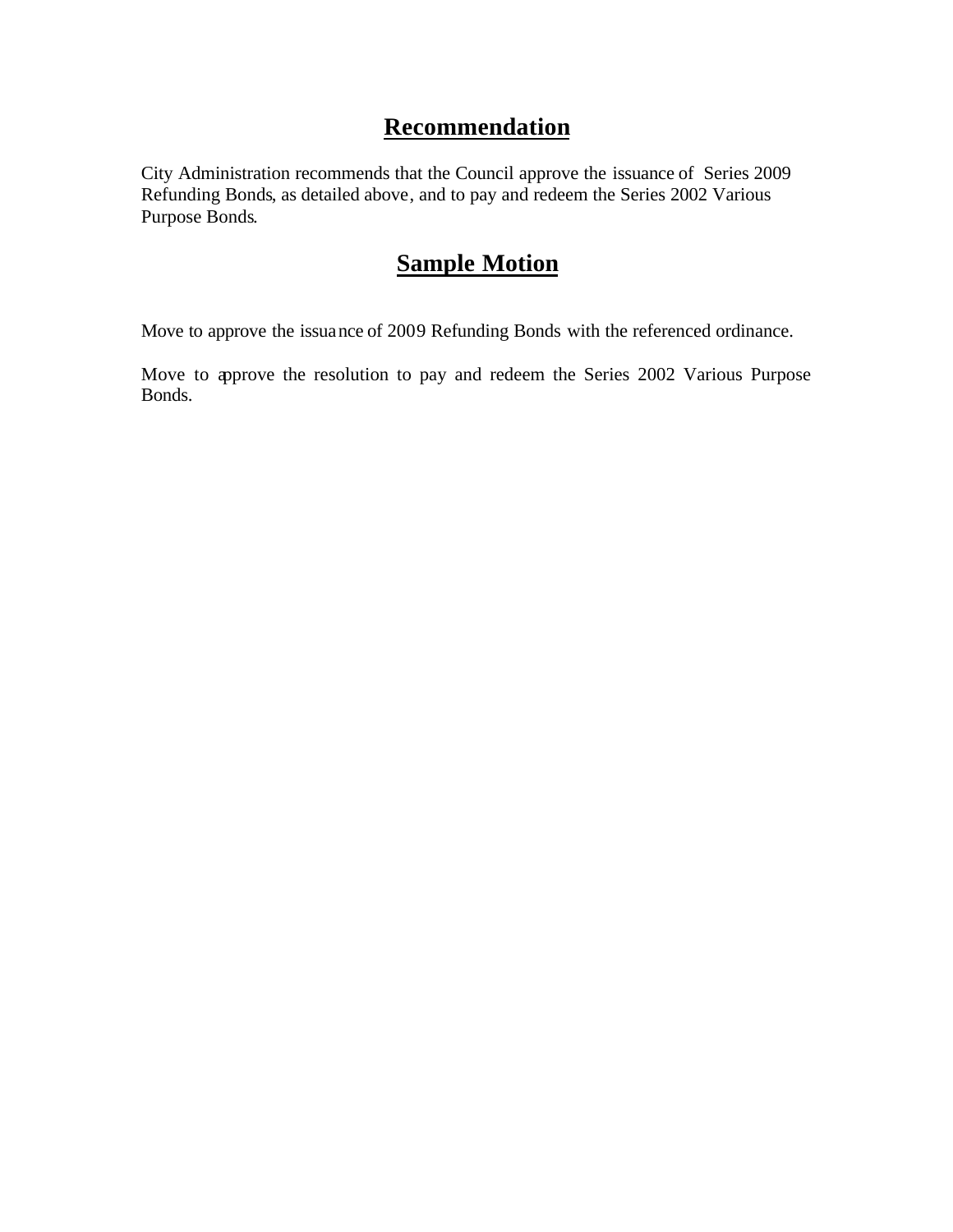## Recommendation

City Administration recommends that the Council approve the issuance of Series 2009 Refunding Bonds, as detailed above, and to pay and redeem the Series 2002 Various Purpose Bonds.

## Sample Motion

Move to approve the issuance of 2009 Refunding Bonds with the referenced ordinance.

Move to approve the resolution to pay and redeem the Series 2002 Various Purpose Bonds.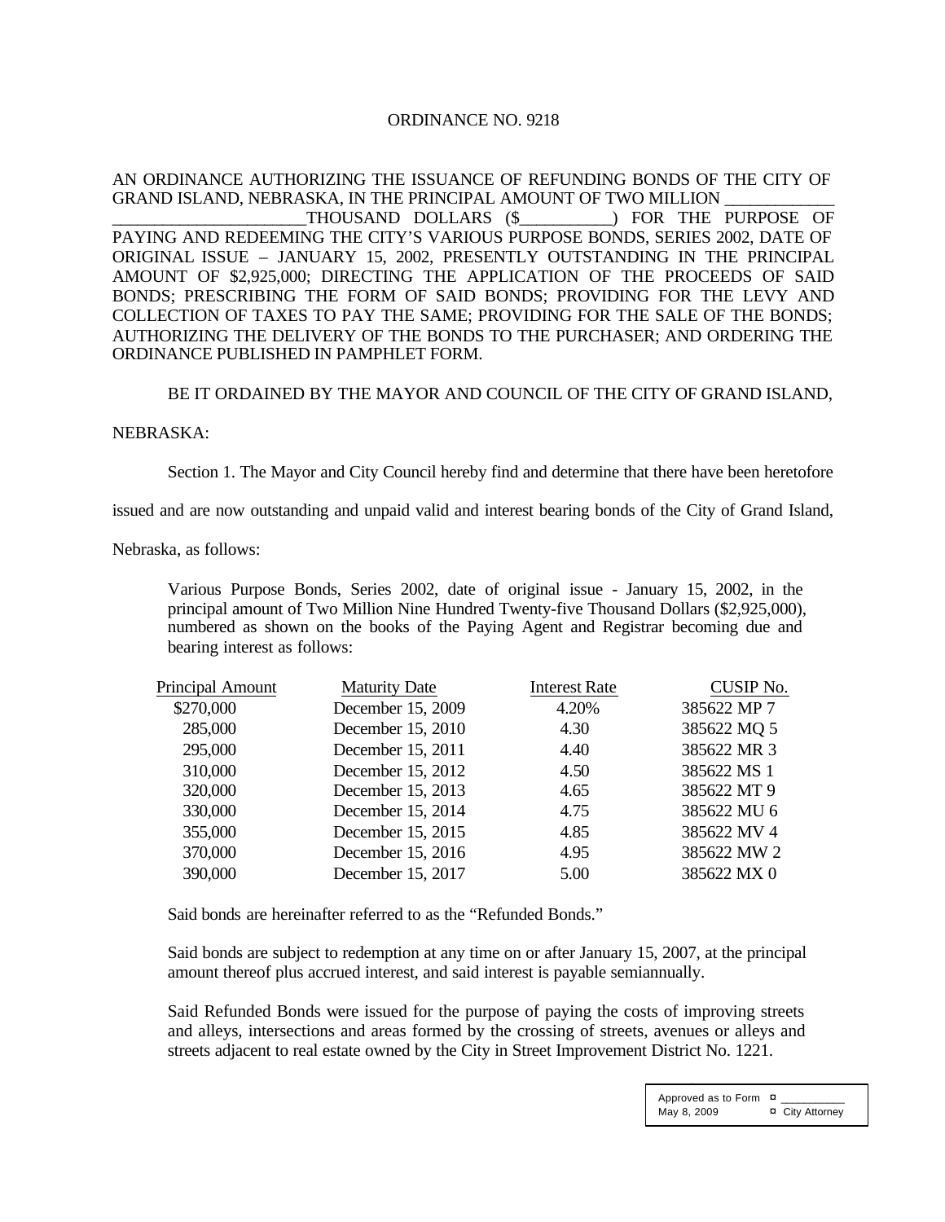ORDINANCE NO. 9218

AN ORDINANCE AUTHORIZING THE ISSUANCE OF REFUNDING BONDS OF THE CITY OF GRAND ISLAND, NEBRASKA, IN THE PRINCIPAL AMOUNT OF TWO MILLION _____________ _______________________THOUSAND DOLLARS ($___________) FOR THE PURPOSE OF PAYING AND REDEEMING THE CITY'S VARIOUS PURPOSE BONDS, SERIES 2002, DATE OF ORIGINAL ISSUE – JANUARY 15, 2002, PRESENTLY OUTSTANDING IN THE PRINCIPAL AMOUNT OF $2,925,000; DIRECTING THE APPLICATION OF THE PROCEEDS OF SAID BONDS; PRESCRIBING THE FORM OF SAID BONDS; PROVIDING FOR THE LEVY AND COLLECTION OF TAXES TO PAY THE SAME; PROVIDING FOR THE SALE OF THE BONDS; AUTHORIZING THE DELIVERY OF THE BONDS TO THE PURCHASER; AND ORDERING THE ORDINANCE PUBLISHED IN PAMPHLET FORM.

BE IT ORDAINED BY THE MAYOR AND COUNCIL OF THE CITY OF GRAND ISLAND, NEBRASKA:

Section 1. The Mayor and City Council hereby find and determine that there have been heretofore issued and are now outstanding and unpaid valid and interest bearing bonds of the City of Grand Island, Nebraska, as follows:

Various Purpose Bonds, Series 2002, date of original issue - January 15, 2002, in the principal amount of Two Million Nine Hundred Twenty-five Thousand Dollars ($2,925,000), numbered as shown on the books of the Paying Agent and Registrar becoming due and bearing interest as follows:

| Principal Amount | Maturity Date | Interest Rate | CUSIP No. |
|---|---|---|---|
| $270,000 | December 15, 2009 | 4.20% | 385622 MP 7 |
| 285,000 | December 15, 2010 | 4.30 | 385622 MQ 5 |
| 295,000 | December 15, 2011 | 4.40 | 385622 MR 3 |
| 310,000 | December 15, 2012 | 4.50 | 385622 MS 1 |
| 320,000 | December 15, 2013 | 4.65 | 385622 MT 9 |
| 330,000 | December 15, 2014 | 4.75 | 385622 MU 6 |
| 355,000 | December 15, 2015 | 4.85 | 385622 MV 4 |
| 370,000 | December 15, 2016 | 4.95 | 385622 MW 2 |
| 390,000 | December 15, 2017 | 5.00 | 385622 MX 0 |

Said bonds are hereinafter referred to as the "Refunded Bonds."

Said bonds are subject to redemption at any time on or after January 15, 2007, at the principal amount thereof plus accrued interest, and said interest is payable semiannually.

Said Refunded Bonds were issued for the purpose of paying the costs of improving streets and alleys, intersections and areas formed by the crossing of streets, avenues or alleys and streets adjacent to real estate owned by the City in Street Improvement District No. 1221.

Approved as to Form ¤ ___________
May 8, 2009 ¤ City Attorney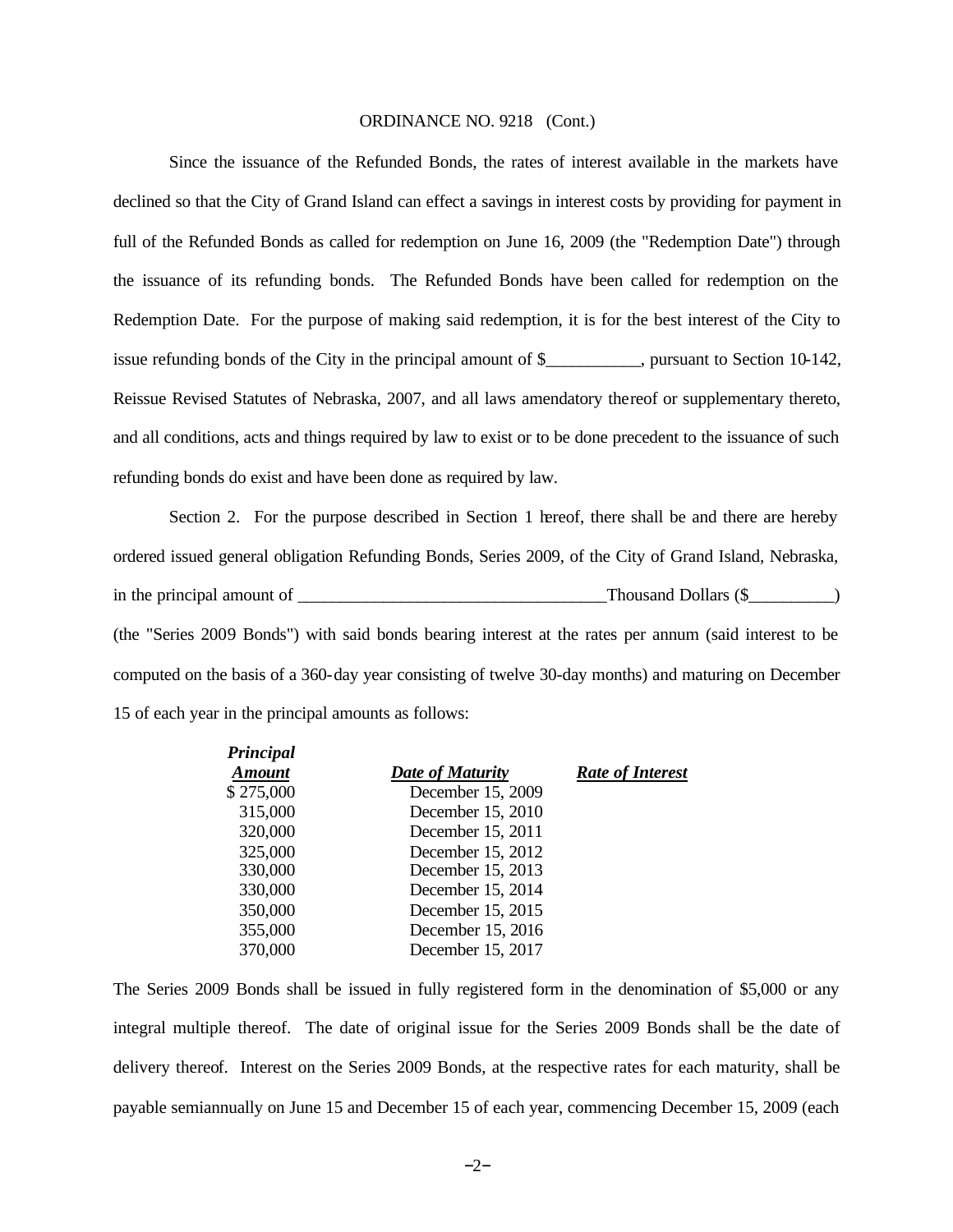ORDINANCE NO. 9218 (Cont.)

Since the issuance of the Refunded Bonds, the rates of interest available in the markets have declined so that the City of Grand Island can effect a savings in interest costs by providing for payment in full of the Refunded Bonds as called for redemption on June 16, 2009 (the "Redemption Date") through the issuance of its refunding bonds. The Refunded Bonds have been called for redemption on the Redemption Date. For the purpose of making said redemption, it is for the best interest of the City to issue refunding bonds of the City in the principal amount of $___________, pursuant to Section 10-142, Reissue Revised Statutes of Nebraska, 2007, and all laws amendatory thereof or supplementary thereto, and all conditions, acts and things required by law to exist or to be done precedent to the issuance of such refunding bonds do exist and have been done as required by law.

Section 2. For the purpose described in Section 1 hereof, there shall be and there are hereby ordered issued general obligation Refunding Bonds, Series 2009, of the City of Grand Island, Nebraska, in the principal amount of ___________________________________Thousand Dollars ($__________) (the "Series 2009 Bonds") with said bonds bearing interest at the rates per annum (said interest to be computed on the basis of a 360-day year consisting of twelve 30-day months) and maturing on December 15 of each year in the principal amounts as follows:

| ***Principal Amount*** | ***Date of Maturity*** | ***Rate of Interest*** |
|---|---|---|
| $ 275,000 | December 15, 2009 | |
| 315,000 | December 15, 2010 | |
| 320,000 | December 15, 2011 | |
| 325,000 | December 15, 2012 | |
| 330,000 | December 15, 2013 | |
| 330,000 | December 15, 2014 | |
| 350,000 | December 15, 2015 | |
| 355,000 | December 15, 2016 | |
| 370,000 | December 15, 2017 | |

The Series 2009 Bonds shall be issued in fully registered form in the denomination of $5,000 or any integral multiple thereof. The date of original issue for the Series 2009 Bonds shall be the date of delivery thereof. Interest on the Series 2009 Bonds, at the respective rates for each maturity, shall be payable semiannually on June 15 and December 15 of each year, commencing December 15, 2009 (each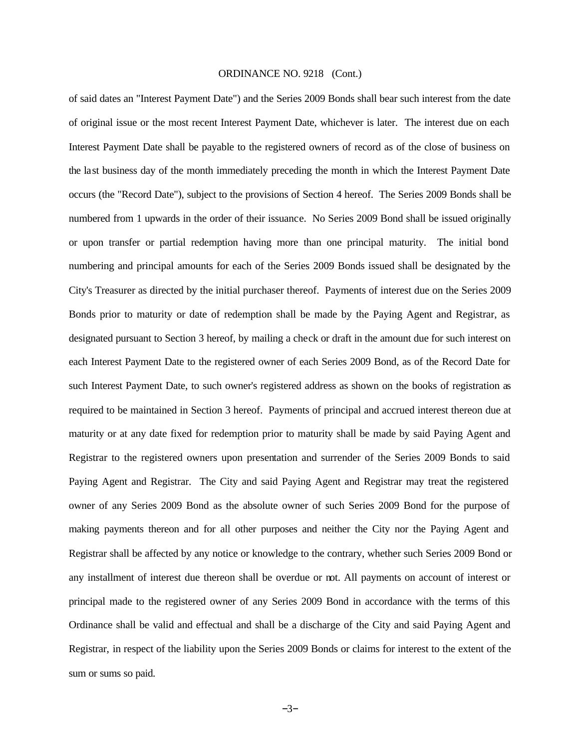of said dates an "Interest Payment Date") and the Series 2009 Bonds shall bear such interest from the date of original issue or the most recent Interest Payment Date, whichever is later. The interest due on each Interest Payment Date shall be payable to the registered owners of record as of the close of business on the last business day of the month immediately preceding the month in which the Interest Payment Date occurs (the "Record Date"), subject to the provisions of Section 4 hereof. The Series 2009 Bonds shall be numbered from 1 upwards in the order of their issuance. No Series 2009 Bond shall be issued originally or upon transfer or partial redemption having more than one principal maturity. The initial bond numbering and principal amounts for each of the Series 2009 Bonds issued shall be designated by the City's Treasurer as directed by the initial purchaser thereof. Payments of interest due on the Series 2009 Bonds prior to maturity or date of redemption shall be made by the Paying Agent and Registrar, as designated pursuant to Section 3 hereof, by mailing a check or draft in the amount due for such interest on each Interest Payment Date to the registered owner of each Series 2009 Bond, as of the Record Date for such Interest Payment Date, to such owner's registered address as shown on the books of registration as required to be maintained in Section 3 hereof. Payments of principal and accrued interest thereon due at maturity or at any date fixed for redemption prior to maturity shall be made by said Paying Agent and Registrar to the registered owners upon presentation and surrender of the Series 2009 Bonds to said Paying Agent and Registrar. The City and said Paying Agent and Registrar may treat the registered owner of any Series 2009 Bond as the absolute owner of such Series 2009 Bond for the purpose of making payments thereon and for all other purposes and neither the City nor the Paying Agent and Registrar shall be affected by any notice or knowledge to the contrary, whether such Series 2009 Bond or any installment of interest due thereon shall be overdue or not. All payments on account of interest or principal made to the registered owner of any Series 2009 Bond in accordance with the terms of this Ordinance shall be valid and effectual and shall be a discharge of the City and said Paying Agent and Registrar, in respect of the liability upon the Series 2009 Bonds or claims for interest to the extent of the sum or sums so paid.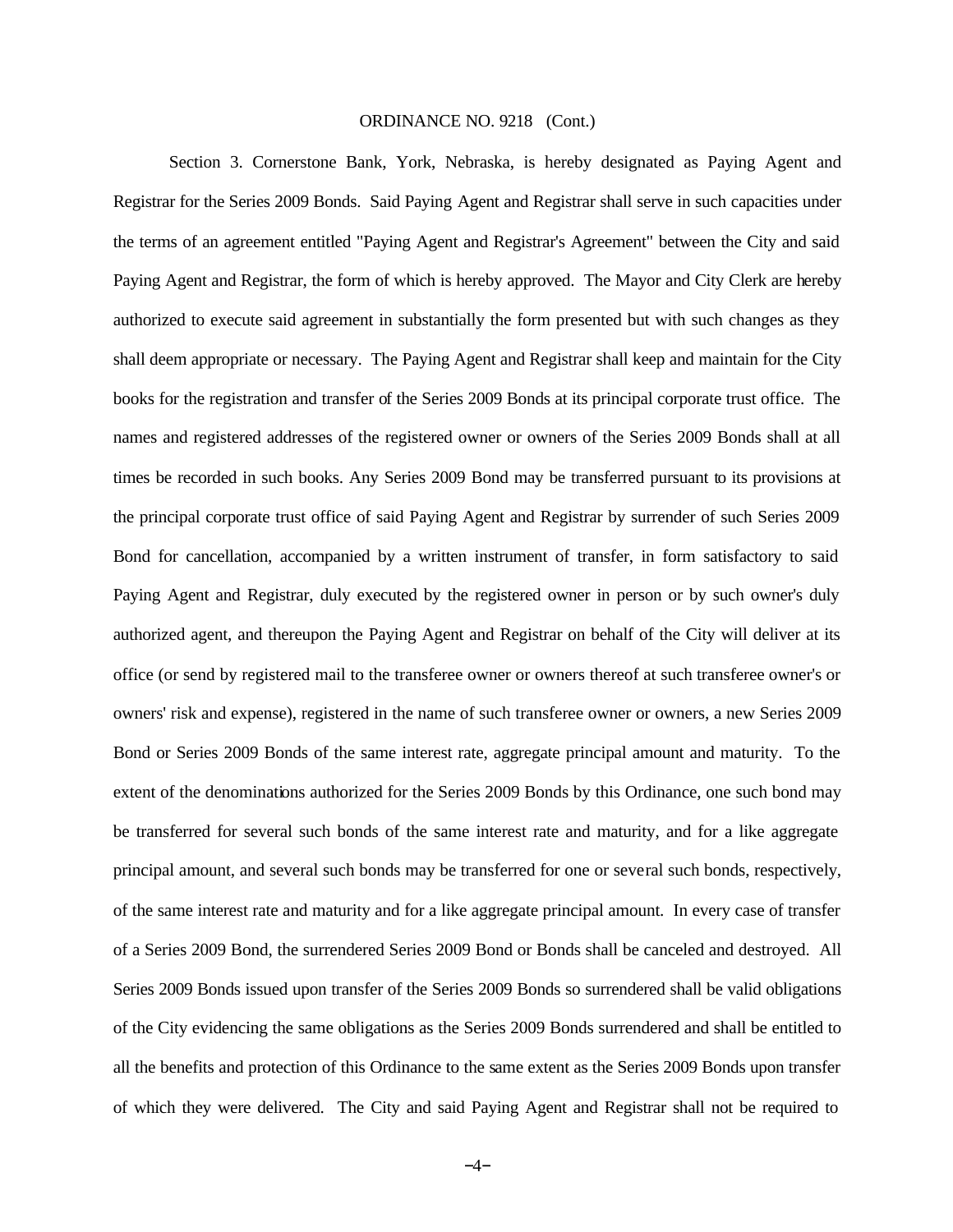ORDINANCE NO. 9218 (Cont.)

Section 3. Cornerstone Bank, York, Nebraska, is hereby designated as Paying Agent and Registrar for the Series 2009 Bonds. Said Paying Agent and Registrar shall serve in such capacities under the terms of an agreement entitled "Paying Agent and Registrar's Agreement" between the City and said Paying Agent and Registrar, the form of which is hereby approved. The Mayor and City Clerk are hereby authorized to execute said agreement in substantially the form presented but with such changes as they shall deem appropriate or necessary. The Paying Agent and Registrar shall keep and maintain for the City books for the registration and transfer of the Series 2009 Bonds at its principal corporate trust office. The names and registered addresses of the registered owner or owners of the Series 2009 Bonds shall at all times be recorded in such books. Any Series 2009 Bond may be transferred pursuant to its provisions at the principal corporate trust office of said Paying Agent and Registrar by surrender of such Series 2009 Bond for cancellation, accompanied by a written instrument of transfer, in form satisfactory to said Paying Agent and Registrar, duly executed by the registered owner in person or by such owner's duly authorized agent, and thereupon the Paying Agent and Registrar on behalf of the City will deliver at its office (or send by registered mail to the transferee owner or owners thereof at such transferee owner's or owners' risk and expense), registered in the name of such transferee owner or owners, a new Series 2009 Bond or Series 2009 Bonds of the same interest rate, aggregate principal amount and maturity. To the extent of the denominations authorized for the Series 2009 Bonds by this Ordinance, one such bond may be transferred for several such bonds of the same interest rate and maturity, and for a like aggregate principal amount, and several such bonds may be transferred for one or several such bonds, respectively, of the same interest rate and maturity and for a like aggregate principal amount. In every case of transfer of a Series 2009 Bond, the surrendered Series 2009 Bond or Bonds shall be canceled and destroyed. All Series 2009 Bonds issued upon transfer of the Series 2009 Bonds so surrendered shall be valid obligations of the City evidencing the same obligations as the Series 2009 Bonds surrendered and shall be entitled to all the benefits and protection of this Ordinance to the same extent as the Series 2009 Bonds upon transfer of which they were delivered. The City and said Paying Agent and Registrar shall not be required to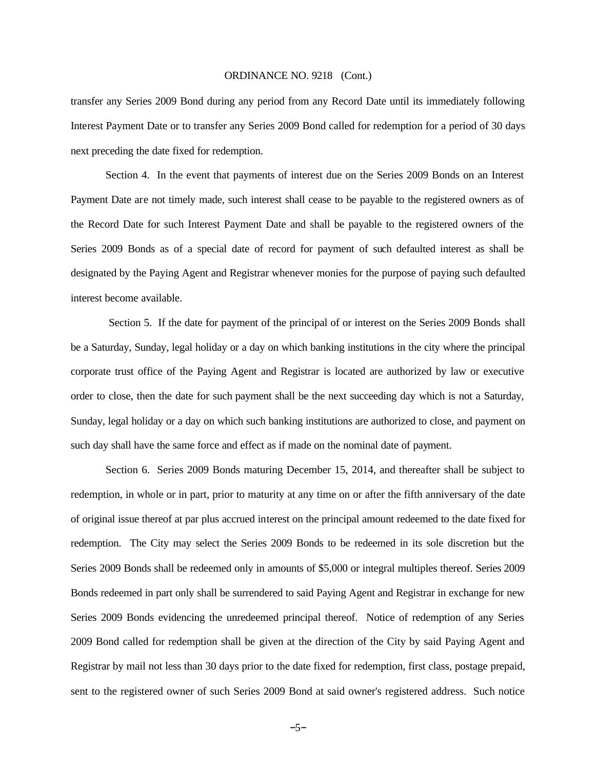transfer any Series 2009 Bond during any period from any Record Date until its immediately following Interest Payment Date or to transfer any Series 2009 Bond called for redemption for a period of 30 days next preceding the date fixed for redemption.

Section 4. In the event that payments of interest due on the Series 2009 Bonds on an Interest Payment Date are not timely made, such interest shall cease to be payable to the registered owners as of the Record Date for such Interest Payment Date and shall be payable to the registered owners of the Series 2009 Bonds as of a special date of record for payment of such defaulted interest as shall be designated by the Paying Agent and Registrar whenever monies for the purpose of paying such defaulted interest become available.

Section 5. If the date for payment of the principal of or interest on the Series 2009 Bonds shall be a Saturday, Sunday, legal holiday or a day on which banking institutions in the city where the principal corporate trust office of the Paying Agent and Registrar is located are authorized by law or executive order to close, then the date for such payment shall be the next succeeding day which is not a Saturday, Sunday, legal holiday or a day on which such banking institutions are authorized to close, and payment on such day shall have the same force and effect as if made on the nominal date of payment.

Section 6. Series 2009 Bonds maturing December 15, 2014, and thereafter shall be subject to redemption, in whole or in part, prior to maturity at any time on or after the fifth anniversary of the date of original issue thereof at par plus accrued interest on the principal amount redeemed to the date fixed for redemption. The City may select the Series 2009 Bonds to be redeemed in its sole discretion but the Series 2009 Bonds shall be redeemed only in amounts of $5,000 or integral multiples thereof. Series 2009 Bonds redeemed in part only shall be surrendered to said Paying Agent and Registrar in exchange for new Series 2009 Bonds evidencing the unredeemed principal thereof. Notice of redemption of any Series 2009 Bond called for redemption shall be given at the direction of the City by said Paying Agent and Registrar by mail not less than 30 days prior to the date fixed for redemption, first class, postage prepaid, sent to the registered owner of such Series 2009 Bond at said owner's registered address. Such notice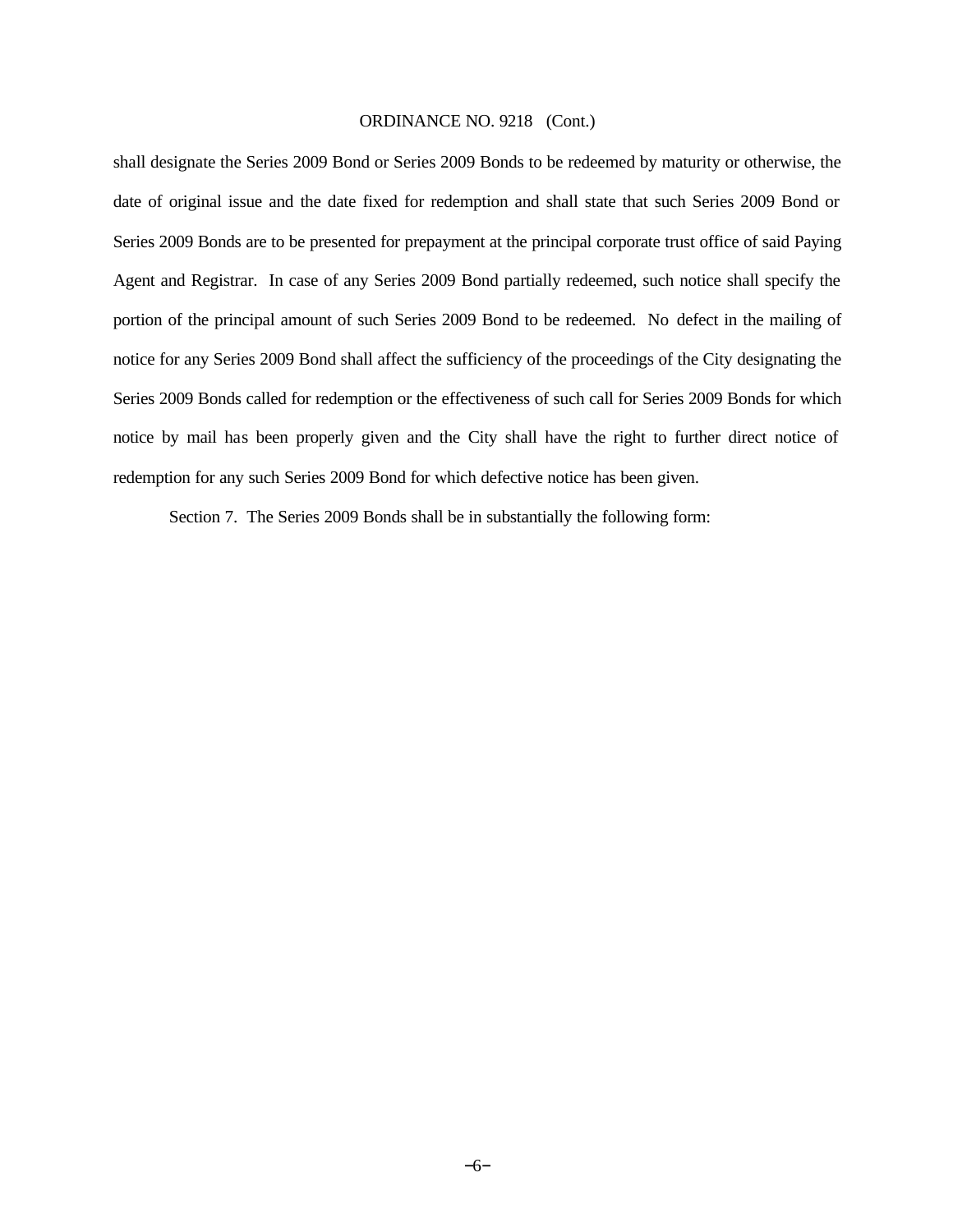shall designate the Series 2009 Bond or Series 2009 Bonds to be redeemed by maturity or otherwise, the date of original issue and the date fixed for redemption and shall state that such Series 2009 Bond or Series 2009 Bonds are to be presented for prepayment at the principal corporate trust office of said Paying Agent and Registrar. In case of any Series 2009 Bond partially redeemed, such notice shall specify the portion of the principal amount of such Series 2009 Bond to be redeemed. No defect in the mailing of notice for any Series 2009 Bond shall affect the sufficiency of the proceedings of the City designating the Series 2009 Bonds called for redemption or the effectiveness of such call for Series 2009 Bonds for which notice by mail has been properly given and the City shall have the right to further direct notice of redemption for any such Series 2009 Bond for which defective notice has been given.

Section 7. The Series 2009 Bonds shall be in substantially the following form: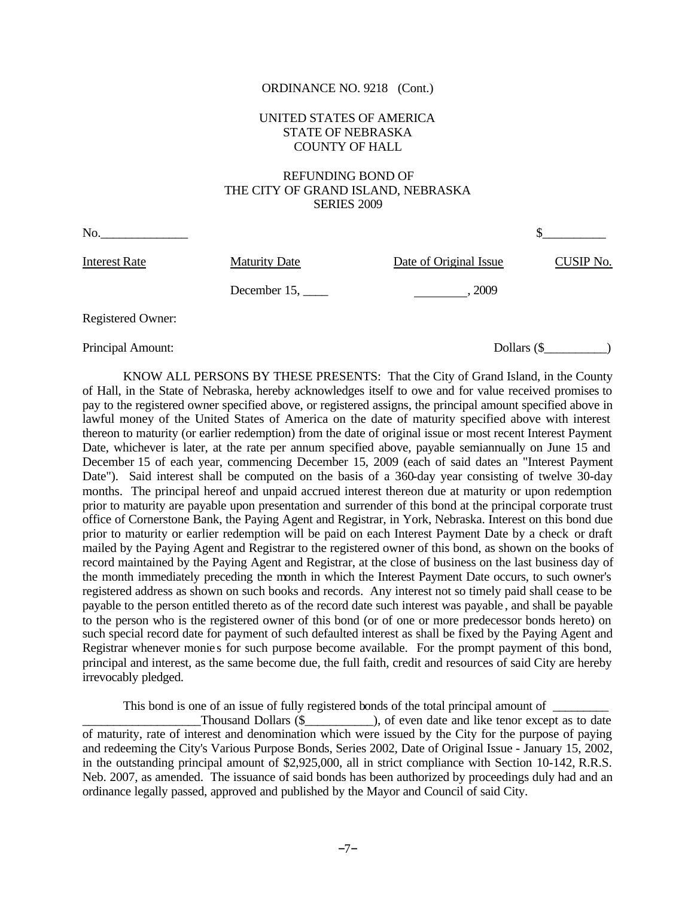ORDINANCE NO. 9218 (Cont.)

UNITED STATES OF AMERICA
STATE OF NEBRASKA
COUNTY OF HALL

REFUNDING BOND OF
THE CITY OF GRAND ISLAND, NEBRASKA
SERIES 2009

No.______________ $__________

| Interest Rate | Maturity Date | Date of Original Issue | CUSIP No. |
|---|---|---|---|
| | December 15, ____ | ________, 2009 | |

Registered Owner:

Principal Amount: Dollars ($__________)

KNOW ALL PERSONS BY THESE PRESENTS: That the City of Grand Island, in the County of Hall, in the State of Nebraska, hereby acknowledges itself to owe and for value received promises to pay to the registered owner specified above, or registered assigns, the principal amount specified above in lawful money of the United States of America on the date of maturity specified above with interest thereon to maturity (or earlier redemption) from the date of original issue or most recent Interest Payment Date, whichever is later, at the rate per annum specified above, payable semiannually on June 15 and December 15 of each year, commencing December 15, 2009 (each of said dates an "Interest Payment Date"). Said interest shall be computed on the basis of a 360-day year consisting of twelve 30-day months. The principal hereof and unpaid accrued interest thereon due at maturity or upon redemption prior to maturity are payable upon presentation and surrender of this bond at the principal corporate trust office of Cornerstone Bank, the Paying Agent and Registrar, in York, Nebraska. Interest on this bond due prior to maturity or earlier redemption will be paid on each Interest Payment Date by a check or draft mailed by the Paying Agent and Registrar to the registered owner of this bond, as shown on the books of record maintained by the Paying Agent and Registrar, at the close of business on the last business day of the month immediately preceding the month in which the Interest Payment Date occurs, to such owner's registered address as shown on such books and records. Any interest not so timely paid shall cease to be payable to the person entitled thereto as of the record date such interest was payable, and shall be payable to the person who is the registered owner of this bond (or of one or more predecessor bonds hereto) on such special record date for payment of such defaulted interest as shall be fixed by the Paying Agent and Registrar whenever monies for such purpose become available. For the prompt payment of this bond, principal and interest, as the same become due, the full faith, credit and resources of said City are hereby irrevocably pledged.

This bond is one of an issue of fully registered bonds of the total principal amount of ________ __________________Thousand Dollars ($__________), of even date and like tenor except as to date of maturity, rate of interest and denomination which were issued by the City for the purpose of paying and redeeming the City's Various Purpose Bonds, Series 2002, Date of Original Issue - January 15, 2002, in the outstanding principal amount of $2,925,000, all in strict compliance with Section 10-142, R.R.S. Neb. 2007, as amended. The issuance of said bonds has been authorized by proceedings duly had and an ordinance legally passed, approved and published by the Mayor and Council of said City.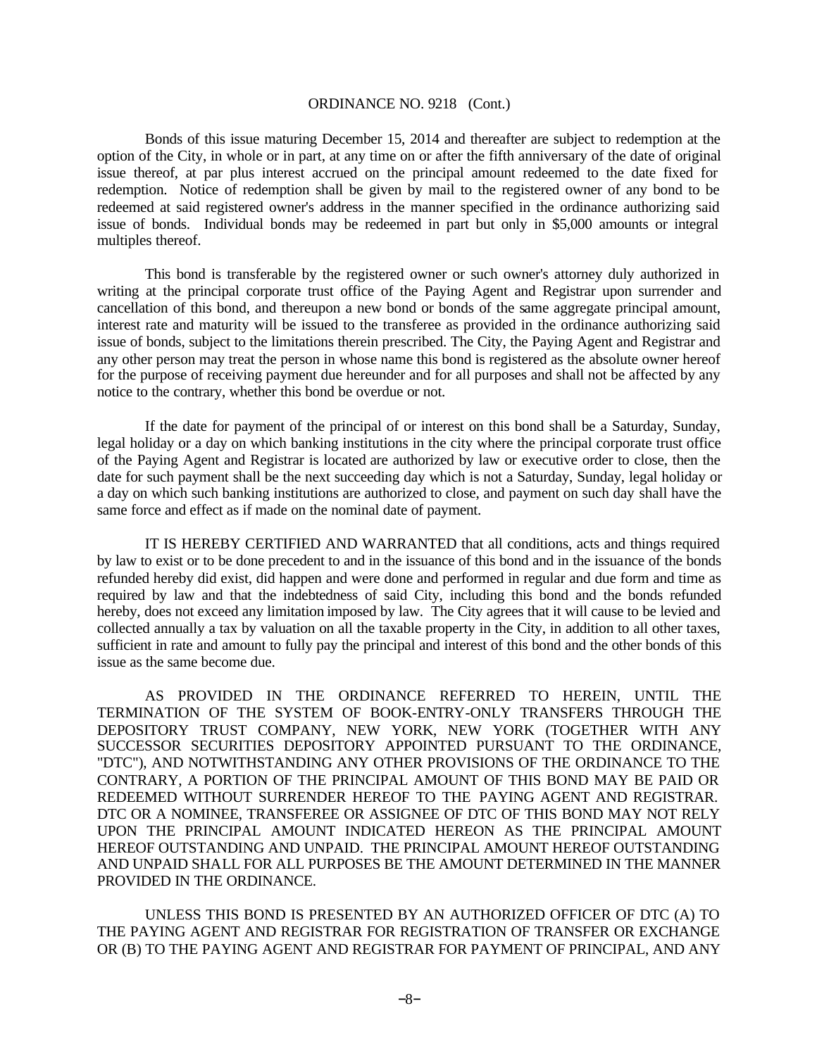ORDINANCE NO. 9218 (Cont.)

Bonds of this issue maturing December 15, 2014 and thereafter are subject to redemption at the option of the City, in whole or in part, at any time on or after the fifth anniversary of the date of original issue thereof, at par plus interest accrued on the principal amount redeemed to the date fixed for redemption. Notice of redemption shall be given by mail to the registered owner of any bond to be redeemed at said registered owner's address in the manner specified in the ordinance authorizing said issue of bonds. Individual bonds may be redeemed in part but only in $5,000 amounts or integral multiples thereof.

This bond is transferable by the registered owner or such owner's attorney duly authorized in writing at the principal corporate trust office of the Paying Agent and Registrar upon surrender and cancellation of this bond, and thereupon a new bond or bonds of the same aggregate principal amount, interest rate and maturity will be issued to the transferee as provided in the ordinance authorizing said issue of bonds, subject to the limitations therein prescribed. The City, the Paying Agent and Registrar and any other person may treat the person in whose name this bond is registered as the absolute owner hereof for the purpose of receiving payment due hereunder and for all purposes and shall not be affected by any notice to the contrary, whether this bond be overdue or not.

If the date for payment of the principal of or interest on this bond shall be a Saturday, Sunday, legal holiday or a day on which banking institutions in the city where the principal corporate trust office of the Paying Agent and Registrar is located are authorized by law or executive order to close, then the date for such payment shall be the next succeeding day which is not a Saturday, Sunday, legal holiday or a day on which such banking institutions are authorized to close, and payment on such day shall have the same force and effect as if made on the nominal date of payment.

IT IS HEREBY CERTIFIED AND WARRANTED that all conditions, acts and things required by law to exist or to be done precedent to and in the issuance of this bond and in the issuance of the bonds refunded hereby did exist, did happen and were done and performed in regular and due form and time as required by law and that the indebtedness of said City, including this bond and the bonds refunded hereby, does not exceed any limitation imposed by law. The City agrees that it will cause to be levied and collected annually a tax by valuation on all the taxable property in the City, in addition to all other taxes, sufficient in rate and amount to fully pay the principal and interest of this bond and the other bonds of this issue as the same become due.

AS PROVIDED IN THE ORDINANCE REFERRED TO HEREIN, UNTIL THE TERMINATION OF THE SYSTEM OF BOOK-ENTRY-ONLY TRANSFERS THROUGH THE DEPOSITORY TRUST COMPANY, NEW YORK, NEW YORK (TOGETHER WITH ANY SUCCESSOR SECURITIES DEPOSITORY APPOINTED PURSUANT TO THE ORDINANCE, "DTC"), AND NOTWITHSTANDING ANY OTHER PROVISIONS OF THE ORDINANCE TO THE CONTRARY, A PORTION OF THE PRINCIPAL AMOUNT OF THIS BOND MAY BE PAID OR REDEEMED WITHOUT SURRENDER HEREOF TO THE PAYING AGENT AND REGISTRAR. DTC OR A NOMINEE, TRANSFEREE OR ASSIGNEE OF DTC OF THIS BOND MAY NOT RELY UPON THE PRINCIPAL AMOUNT INDICATED HEREON AS THE PRINCIPAL AMOUNT HEREOF OUTSTANDING AND UNPAID. THE PRINCIPAL AMOUNT HEREOF OUTSTANDING AND UNPAID SHALL FOR ALL PURPOSES BE THE AMOUNT DETERMINED IN THE MANNER PROVIDED IN THE ORDINANCE.

UNLESS THIS BOND IS PRESENTED BY AN AUTHORIZED OFFICER OF DTC (A) TO THE PAYING AGENT AND REGISTRAR FOR REGISTRATION OF TRANSFER OR EXCHANGE OR (B) TO THE PAYING AGENT AND REGISTRAR FOR PAYMENT OF PRINCIPAL, AND ANY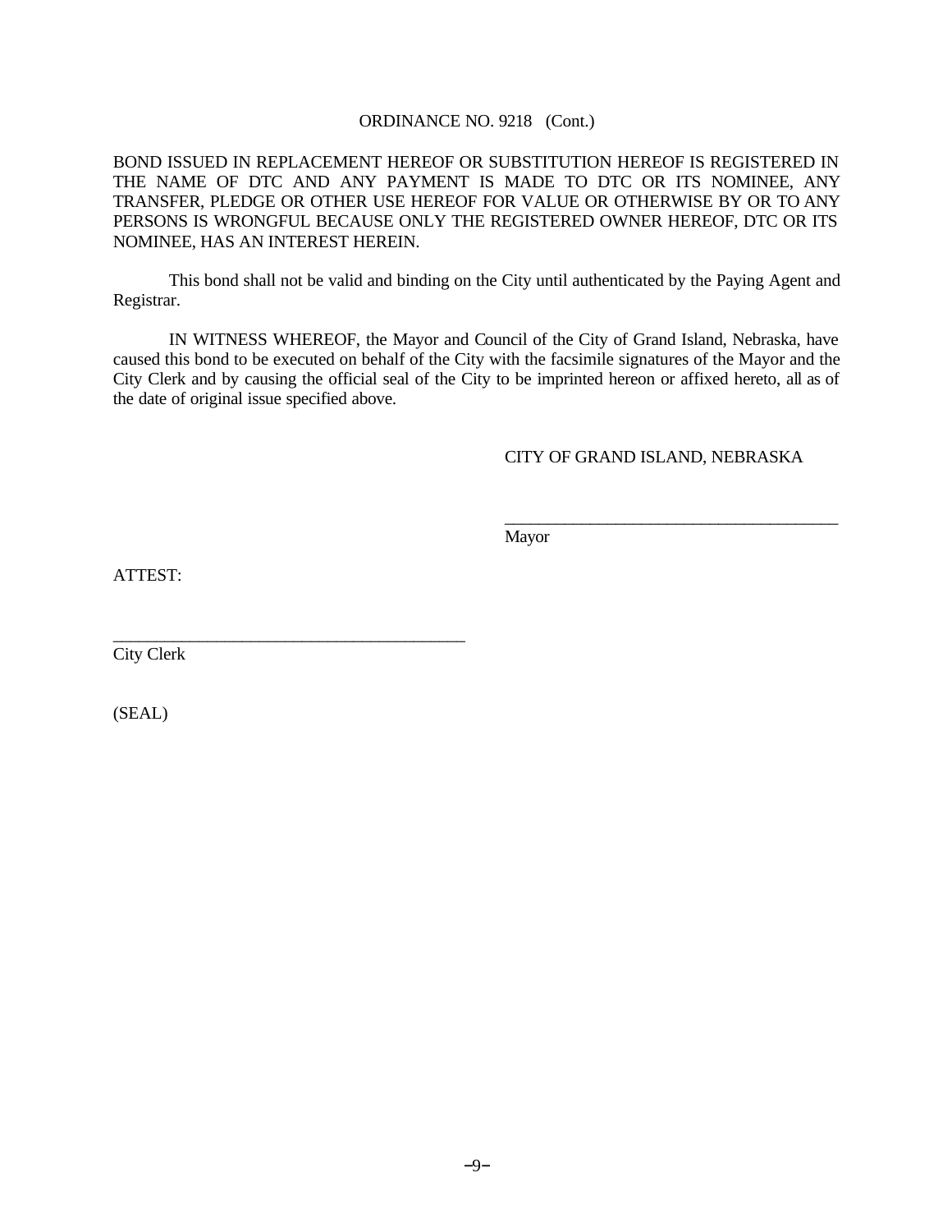ORDINANCE NO. 9218 (Cont.)

BOND ISSUED IN REPLACEMENT HEREOF OR SUBSTITUTION HEREOF IS REGISTERED IN THE NAME OF DTC AND ANY PAYMENT IS MADE TO DTC OR ITS NOMINEE, ANY TRANSFER, PLEDGE OR OTHER USE HEREOF FOR VALUE OR OTHERWISE BY OR TO ANY PERSONS IS WRONGFUL BECAUSE ONLY THE REGISTERED OWNER HEREOF, DTC OR ITS NOMINEE, HAS AN INTEREST HEREIN.

This bond shall not be valid and binding on the City until authenticated by the Paying Agent and Registrar.

IN WITNESS WHEREOF, the Mayor and Council of the City of Grand Island, Nebraska, have caused this bond to be executed on behalf of the City with the facsimile signatures of the Mayor and the City Clerk and by causing the official seal of the City to be imprinted hereon or affixed hereto, all as of the date of original issue specified above.

CITY OF GRAND ISLAND, NEBRASKA

\_\_\_\_\_\_\_\_\_\_\_\_\_\_\_\_\_\_\_\_\_\_\_\_\_\_\_\_\_\_\_\_\_\_\_\_\_\_\_\_
Mayor

ATTEST:

\_\_\_\_\_\_\_\_\_\_\_\_\_\_\_\_\_\_\_\_\_\_\_\_\_\_\_\_\_\_\_\_\_\_\_\_\_\_\_\_
City Clerk

(SEAL)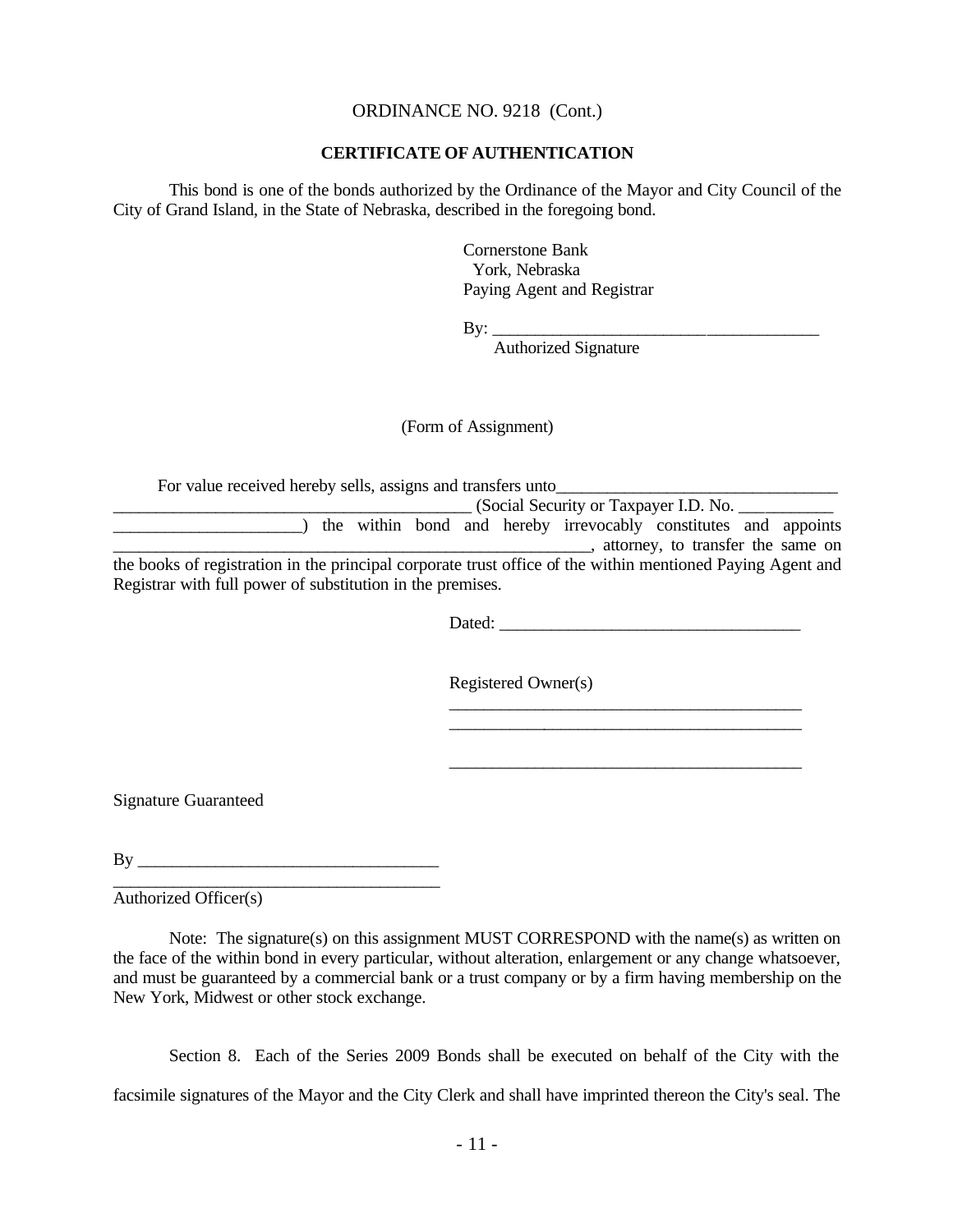ORDINANCE NO. 9218 (Cont.)

**CERTIFICATE OF AUTHENTICATION**

This bond is one of the bonds authorized by the Ordinance of the Mayor and City Council of the City of Grand Island, in the State of Nebraska, described in the foregoing bond.

Cornerstone Bank
York, Nebraska
Paying Agent and Registrar

By: _______________________________________
Authorized Signature

(Form of Assignment)

For value received hereby sells, assigns and transfers unto_________________________________
_________________________________________ (Social Security or Taxpayer I.D. No. ___________
______________________) the within bond and hereby irrevocably constitutes and appoints
_________________________________________________________, attorney, to transfer the same on the books of registration in the principal corporate trust office of the within mentioned Paying Agent and Registrar with full power of substitution in the premises.

Dated: ___________________________________

Registered Owner(s)
_________________________________________
_________________________________________

_________________________________________

Signature Guaranteed

By ___________________________________
______________________________________
Authorized Officer(s)

Note: The signature(s) on this assignment MUST CORRESPOND with the name(s) as written on the face of the within bond in every particular, without alteration, enlargement or any change whatsoever, and must be guaranteed by a commercial bank or a trust company or by a firm having membership on the New York, Midwest or other stock exchange.

Section 8. Each of the Series 2009 Bonds shall be executed on behalf of the City with the facsimile signatures of the Mayor and the City Clerk and shall have imprinted thereon the City's seal. The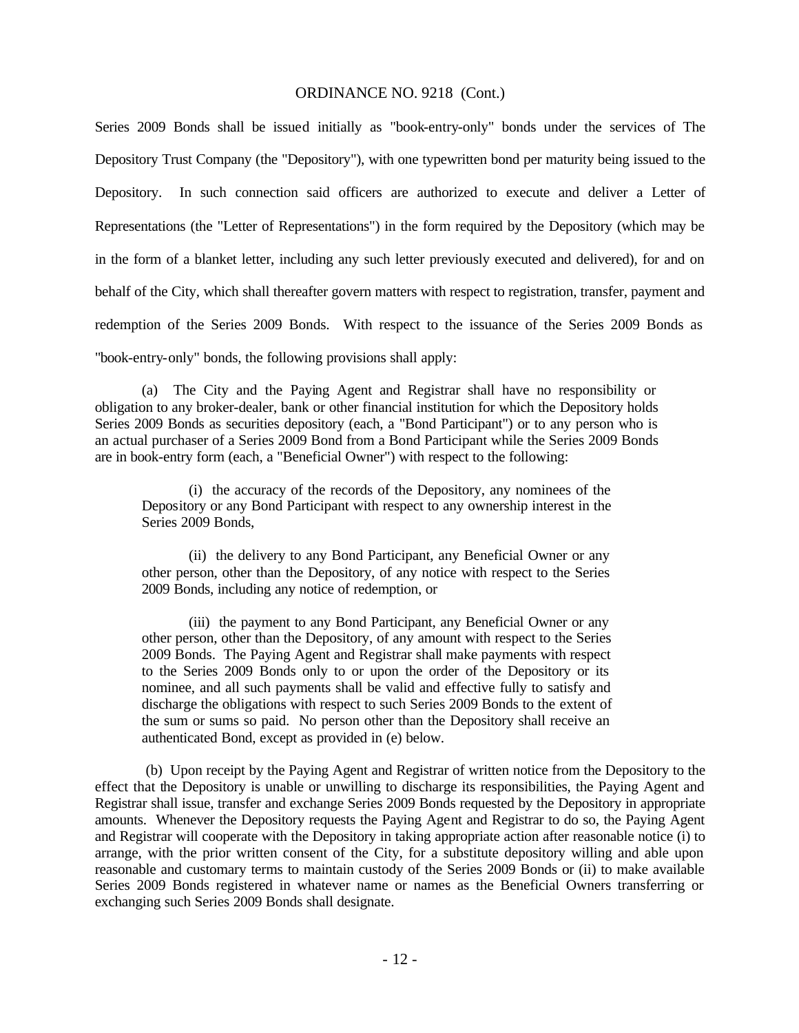Series 2009 Bonds shall be issued initially as "book-entry-only" bonds under the services of The Depository Trust Company (the "Depository"), with one typewritten bond per maturity being issued to the Depository. In such connection said officers are authorized to execute and deliver a Letter of Representations (the "Letter of Representations") in the form required by the Depository (which may be in the form of a blanket letter, including any such letter previously executed and delivered), for and on behalf of the City, which shall thereafter govern matters with respect to registration, transfer, payment and redemption of the Series 2009 Bonds. With respect to the issuance of the Series 2009 Bonds as "book-entry-only" bonds, the following provisions shall apply:

(a) The City and the Paying Agent and Registrar shall have no responsibility or obligation to any broker-dealer, bank or other financial institution for which the Depository holds Series 2009 Bonds as securities depository (each, a "Bond Participant") or to any person who is an actual purchaser of a Series 2009 Bond from a Bond Participant while the Series 2009 Bonds are in book-entry form (each, a "Beneficial Owner") with respect to the following:

> (i) the accuracy of the records of the Depository, any nominees of the Depository or any Bond Participant with respect to any ownership interest in the Series 2009 Bonds,
>
> (ii) the delivery to any Bond Participant, any Beneficial Owner or any other person, other than the Depository, of any notice with respect to the Series 2009 Bonds, including any notice of redemption, or
>
> (iii) the payment to any Bond Participant, any Beneficial Owner or any other person, other than the Depository, of any amount with respect to the Series 2009 Bonds. The Paying Agent and Registrar shall make payments with respect to the Series 2009 Bonds only to or upon the order of the Depository or its nominee, and all such payments shall be valid and effective fully to satisfy and discharge the obligations with respect to such Series 2009 Bonds to the extent of the sum or sums so paid. No person other than the Depository shall receive an authenticated Bond, except as provided in (e) below.

(b) Upon receipt by the Paying Agent and Registrar of written notice from the Depository to the effect that the Depository is unable or unwilling to discharge its responsibilities, the Paying Agent and Registrar shall issue, transfer and exchange Series 2009 Bonds requested by the Depository in appropriate amounts. Whenever the Depository requests the Paying Agent and Registrar to do so, the Paying Agent and Registrar will cooperate with the Depository in taking appropriate action after reasonable notice (i) to arrange, with the prior written consent of the City, for a substitute depository willing and able upon reasonable and customary terms to maintain custody of the Series 2009 Bonds or (ii) to make available Series 2009 Bonds registered in whatever name or names as the Beneficial Owners transferring or exchanging such Series 2009 Bonds shall designate.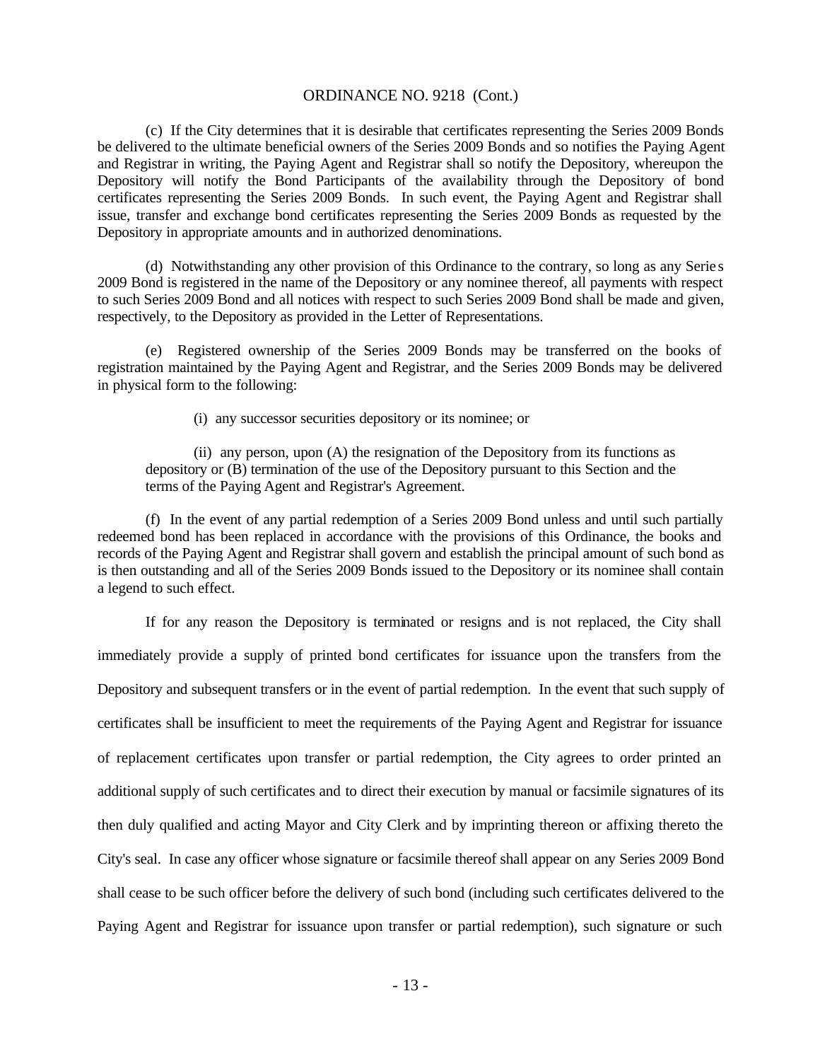ORDINANCE NO. 9218 (Cont.)

(c) If the City determines that it is desirable that certificates representing the Series 2009 Bonds be delivered to the ultimate beneficial owners of the Series 2009 Bonds and so notifies the Paying Agent and Registrar in writing, the Paying Agent and Registrar shall so notify the Depository, whereupon the Depository will notify the Bond Participants of the availability through the Depository of bond certificates representing the Series 2009 Bonds. In such event, the Paying Agent and Registrar shall issue, transfer and exchange bond certificates representing the Series 2009 Bonds as requested by the Depository in appropriate amounts and in authorized denominations.

(d) Notwithstanding any other provision of this Ordinance to the contrary, so long as any Series 2009 Bond is registered in the name of the Depository or any nominee thereof, all payments with respect to such Series 2009 Bond and all notices with respect to such Series 2009 Bond shall be made and given, respectively, to the Depository as provided in the Letter of Representations.

(e) Registered ownership of the Series 2009 Bonds may be transferred on the books of registration maintained by the Paying Agent and Registrar, and the Series 2009 Bonds may be delivered in physical form to the following:

(i) any successor securities depository or its nominee; or

(ii) any person, upon (A) the resignation of the Depository from its functions as depository or (B) termination of the use of the Depository pursuant to this Section and the terms of the Paying Agent and Registrar's Agreement.

(f) In the event of any partial redemption of a Series 2009 Bond unless and until such partially redeemed bond has been replaced in accordance with the provisions of this Ordinance, the books and records of the Paying Agent and Registrar shall govern and establish the principal amount of such bond as is then outstanding and all of the Series 2009 Bonds issued to the Depository or its nominee shall contain a legend to such effect.

If for any reason the Depository is terminated or resigns and is not replaced, the City shall immediately provide a supply of printed bond certificates for issuance upon the transfers from the Depository and subsequent transfers or in the event of partial redemption. In the event that such supply of certificates shall be insufficient to meet the requirements of the Paying Agent and Registrar for issuance of replacement certificates upon transfer or partial redemption, the City agrees to order printed an additional supply of such certificates and to direct their execution by manual or facsimile signatures of its then duly qualified and acting Mayor and City Clerk and by imprinting thereon or affixing thereto the City's seal. In case any officer whose signature or facsimile thereof shall appear on any Series 2009 Bond shall cease to be such officer before the delivery of such bond (including such certificates delivered to the Paying Agent and Registrar for issuance upon transfer or partial redemption), such signature or such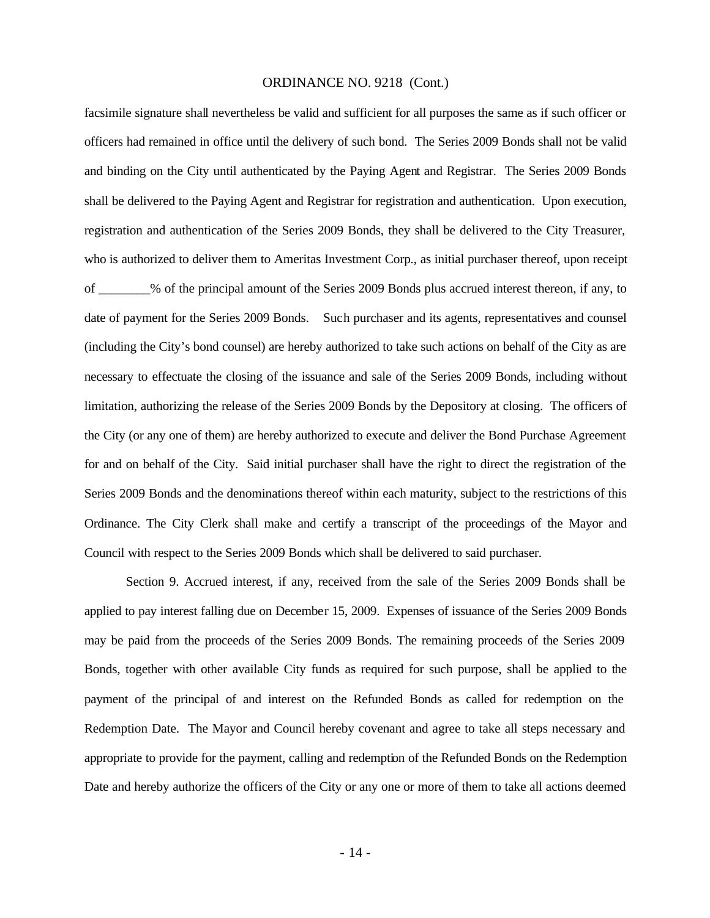facsimile signature shall nevertheless be valid and sufficient for all purposes the same as if such officer or officers had remained in office until the delivery of such bond. The Series 2009 Bonds shall not be valid and binding on the City until authenticated by the Paying Agent and Registrar. The Series 2009 Bonds shall be delivered to the Paying Agent and Registrar for registration and authentication. Upon execution, registration and authentication of the Series 2009 Bonds, they shall be delivered to the City Treasurer, who is authorized to deliver them to Ameritas Investment Corp., as initial purchaser thereof, upon receipt of ________% of the principal amount of the Series 2009 Bonds plus accrued interest thereon, if any, to date of payment for the Series 2009 Bonds. Such purchaser and its agents, representatives and counsel (including the City's bond counsel) are hereby authorized to take such actions on behalf of the City as are necessary to effectuate the closing of the issuance and sale of the Series 2009 Bonds, including without limitation, authorizing the release of the Series 2009 Bonds by the Depository at closing. The officers of the City (or any one of them) are hereby authorized to execute and deliver the Bond Purchase Agreement for and on behalf of the City. Said initial purchaser shall have the right to direct the registration of the Series 2009 Bonds and the denominations thereof within each maturity, subject to the restrictions of this Ordinance. The City Clerk shall make and certify a transcript of the proceedings of the Mayor and Council with respect to the Series 2009 Bonds which shall be delivered to said purchaser.

Section 9. Accrued interest, if any, received from the sale of the Series 2009 Bonds shall be applied to pay interest falling due on December 15, 2009. Expenses of issuance of the Series 2009 Bonds may be paid from the proceeds of the Series 2009 Bonds. The remaining proceeds of the Series 2009 Bonds, together with other available City funds as required for such purpose, shall be applied to the payment of the principal of and interest on the Refunded Bonds as called for redemption on the Redemption Date. The Mayor and Council hereby covenant and agree to take all steps necessary and appropriate to provide for the payment, calling and redemption of the Refunded Bonds on the Redemption Date and hereby authorize the officers of the City or any one or more of them to take all actions deemed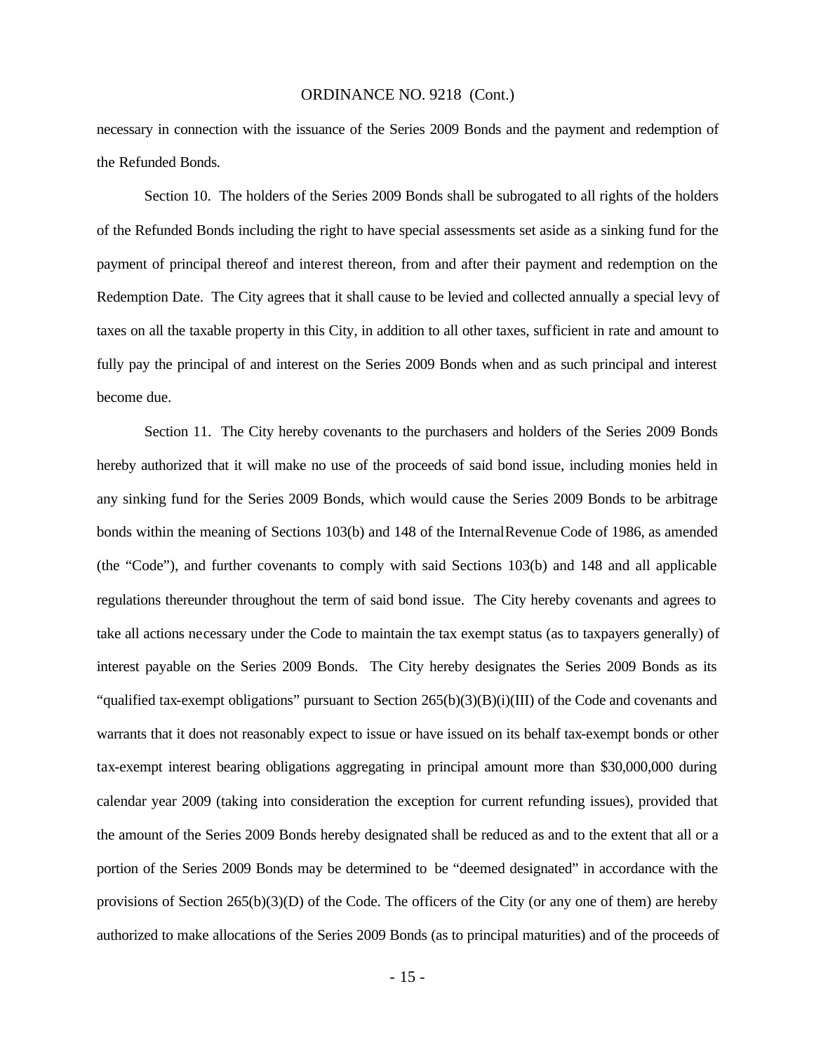necessary in connection with the issuance of the Series 2009 Bonds and the payment and redemption of the Refunded Bonds.

Section 10. The holders of the Series 2009 Bonds shall be subrogated to all rights of the holders of the Refunded Bonds including the right to have special assessments set aside as a sinking fund for the payment of principal thereof and interest thereon, from and after their payment and redemption on the Redemption Date. The City agrees that it shall cause to be levied and collected annually a special levy of taxes on all the taxable property in this City, in addition to all other taxes, sufficient in rate and amount to fully pay the principal of and interest on the Series 2009 Bonds when and as such principal and interest become due.

Section 11. The City hereby covenants to the purchasers and holders of the Series 2009 Bonds hereby authorized that it will make no use of the proceeds of said bond issue, including monies held in any sinking fund for the Series 2009 Bonds, which would cause the Series 2009 Bonds to be arbitrage bonds within the meaning of Sections 103(b) and 148 of the Internal Revenue Code of 1986, as amended (the "Code"), and further covenants to comply with said Sections 103(b) and 148 and all applicable regulations thereunder throughout the term of said bond issue. The City hereby covenants and agrees to take all actions necessary under the Code to maintain the tax exempt status (as to taxpayers generally) of interest payable on the Series 2009 Bonds. The City hereby designates the Series 2009 Bonds as its "qualified tax-exempt obligations" pursuant to Section 265(b)(3)(B)(i)(III) of the Code and covenants and warrants that it does not reasonably expect to issue or have issued on its behalf tax-exempt bonds or other tax-exempt interest bearing obligations aggregating in principal amount more than $30,000,000 during calendar year 2009 (taking into consideration the exception for current refunding issues), provided that the amount of the Series 2009 Bonds hereby designated shall be reduced as and to the extent that all or a portion of the Series 2009 Bonds may be determined to be "deemed designated" in accordance with the provisions of Section 265(b)(3)(D) of the Code. The officers of the City (or any one of them) are hereby authorized to make allocations of the Series 2009 Bonds (as to principal maturities) and of the proceeds of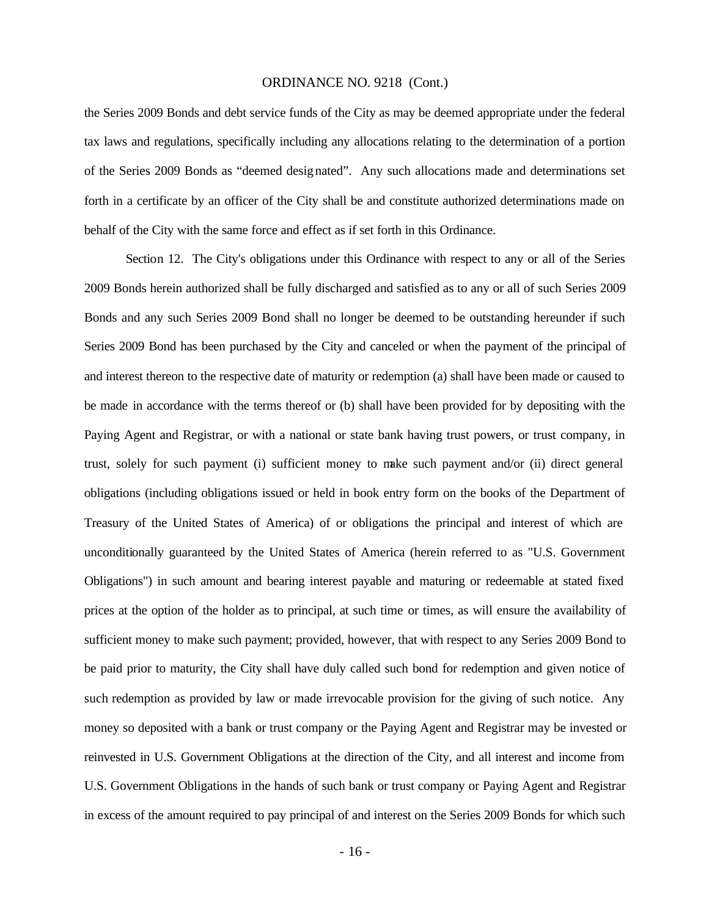the Series 2009 Bonds and debt service funds of the City as may be deemed appropriate under the federal tax laws and regulations, specifically including any allocations relating to the determination of a portion of the Series 2009 Bonds as "deemed designated". Any such allocations made and determinations set forth in a certificate by an officer of the City shall be and constitute authorized determinations made on behalf of the City with the same force and effect as if set forth in this Ordinance.

Section 12. The City's obligations under this Ordinance with respect to any or all of the Series 2009 Bonds herein authorized shall be fully discharged and satisfied as to any or all of such Series 2009 Bonds and any such Series 2009 Bond shall no longer be deemed to be outstanding hereunder if such Series 2009 Bond has been purchased by the City and canceled or when the payment of the principal of and interest thereon to the respective date of maturity or redemption (a) shall have been made or caused to be made in accordance with the terms thereof or (b) shall have been provided for by depositing with the Paying Agent and Registrar, or with a national or state bank having trust powers, or trust company, in trust, solely for such payment (i) sufficient money to make such payment and/or (ii) direct general obligations (including obligations issued or held in book entry form on the books of the Department of Treasury of the United States of America) of or obligations the principal and interest of which are unconditionally guaranteed by the United States of America (herein referred to as "U.S. Government Obligations") in such amount and bearing interest payable and maturing or redeemable at stated fixed prices at the option of the holder as to principal, at such time or times, as will ensure the availability of sufficient money to make such payment; provided, however, that with respect to any Series 2009 Bond to be paid prior to maturity, the City shall have duly called such bond for redemption and given notice of such redemption as provided by law or made irrevocable provision for the giving of such notice. Any money so deposited with a bank or trust company or the Paying Agent and Registrar may be invested or reinvested in U.S. Government Obligations at the direction of the City, and all interest and income from U.S. Government Obligations in the hands of such bank or trust company or Paying Agent and Registrar in excess of the amount required to pay principal of and interest on the Series 2009 Bonds for which such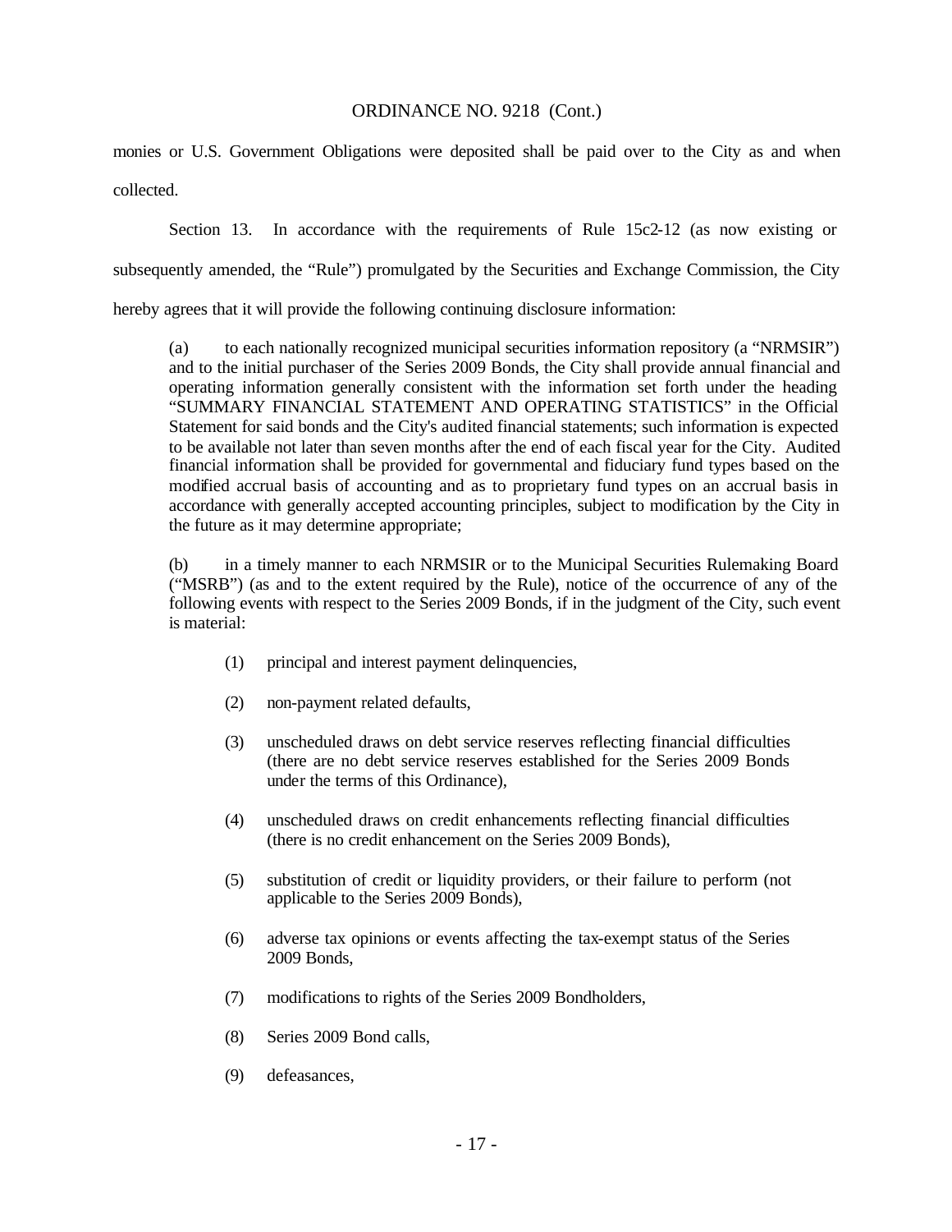monies or U.S. Government Obligations were deposited shall be paid over to the City as and when collected.

Section 13. In accordance with the requirements of Rule 15c2-12 (as now existing or subsequently amended, the "Rule") promulgated by the Securities and Exchange Commission, the City hereby agrees that it will provide the following continuing disclosure information:

(a) to each nationally recognized municipal securities information repository (a "NRMSIR") and to the initial purchaser of the Series 2009 Bonds, the City shall provide annual financial and operating information generally consistent with the information set forth under the heading "SUMMARY FINANCIAL STATEMENT AND OPERATING STATISTICS" in the Official Statement for said bonds and the City's audited financial statements; such information is expected to be available not later than seven months after the end of each fiscal year for the City. Audited financial information shall be provided for governmental and fiduciary fund types based on the modified accrual basis of accounting and as to proprietary fund types on an accrual basis in accordance with generally accepted accounting principles, subject to modification by the City in the future as it may determine appropriate;

(b) in a timely manner to each NRMSIR or to the Municipal Securities Rulemaking Board ("MSRB") (as and to the extent required by the Rule), notice of the occurrence of any of the following events with respect to the Series 2009 Bonds, if in the judgment of the City, such event is material:

(1) principal and interest payment delinquencies,

(2) non-payment related defaults,

(3) unscheduled draws on debt service reserves reflecting financial difficulties (there are no debt service reserves established for the Series 2009 Bonds under the terms of this Ordinance),

(4) unscheduled draws on credit enhancements reflecting financial difficulties (there is no credit enhancement on the Series 2009 Bonds),

(5) substitution of credit or liquidity providers, or their failure to perform (not applicable to the Series 2009 Bonds),

(6) adverse tax opinions or events affecting the tax-exempt status of the Series 2009 Bonds,

(7) modifications to rights of the Series 2009 Bondholders,

(8) Series 2009 Bond calls,

(9) defeasances,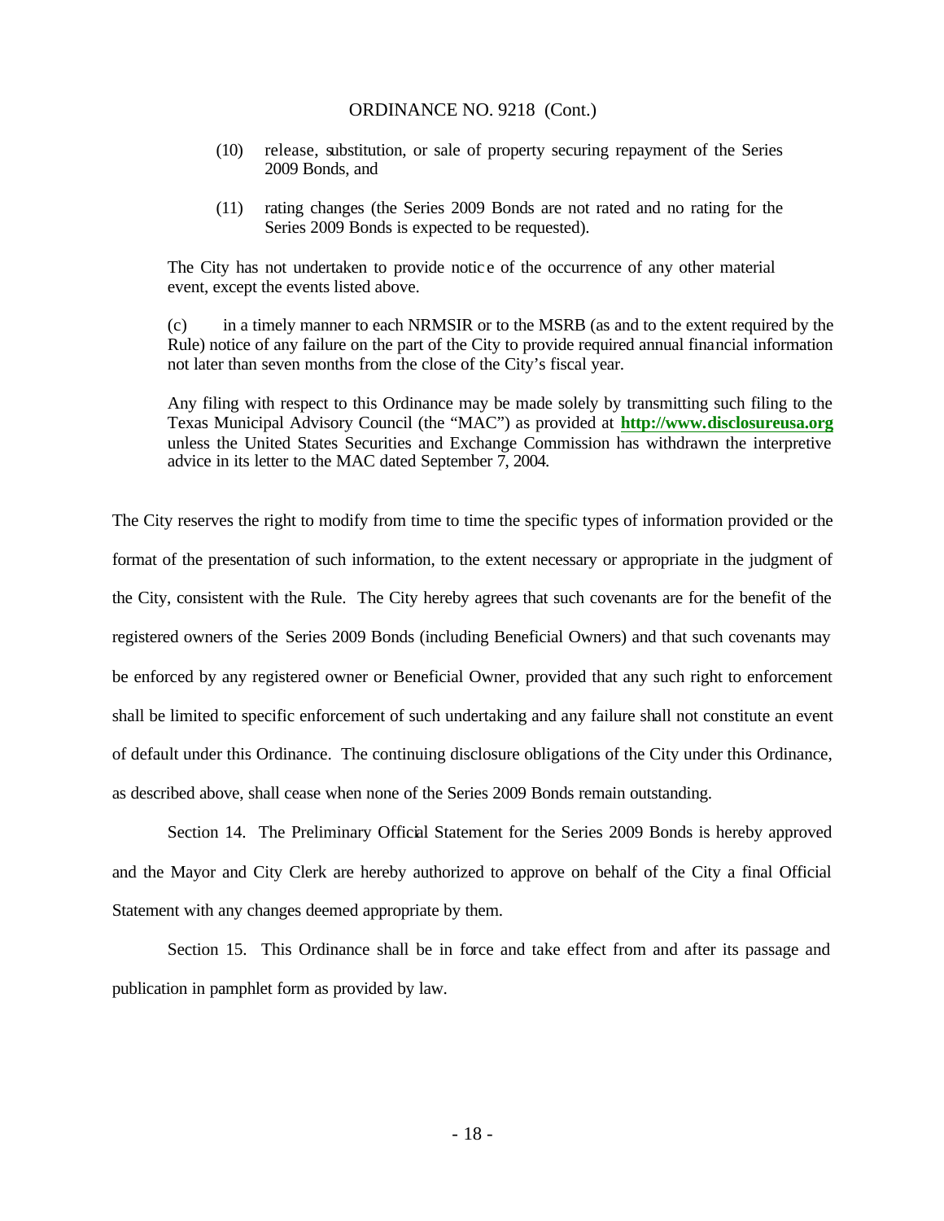ORDINANCE NO. 9218 (Cont.)

(10) release, substitution, or sale of property securing repayment of the Series 2009 Bonds, and

(11) rating changes (the Series 2009 Bonds are not rated and no rating for the Series 2009 Bonds is expected to be requested).

The City has not undertaken to provide notice of the occurrence of any other material event, except the events listed above.

(c) in a timely manner to each NRMSIR or to the MSRB (as and to the extent required by the Rule) notice of any failure on the part of the City to provide required annual financial information not later than seven months from the close of the City's fiscal year.

Any filing with respect to this Ordinance may be made solely by transmitting such filing to the Texas Municipal Advisory Council (the "MAC") as provided at **http://www.disclosureusa.org** unless the United States Securities and Exchange Commission has withdrawn the interpretive advice in its letter to the MAC dated September 7, 2004.

The City reserves the right to modify from time to time the specific types of information provided or the format of the presentation of such information, to the extent necessary or appropriate in the judgment of the City, consistent with the Rule. The City hereby agrees that such covenants are for the benefit of the registered owners of the Series 2009 Bonds (including Beneficial Owners) and that such covenants may be enforced by any registered owner or Beneficial Owner, provided that any such right to enforcement shall be limited to specific enforcement of such undertaking and any failure shall not constitute an event of default under this Ordinance. The continuing disclosure obligations of the City under this Ordinance, as described above, shall cease when none of the Series 2009 Bonds remain outstanding.

Section 14. The Preliminary Official Statement for the Series 2009 Bonds is hereby approved and the Mayor and City Clerk are hereby authorized to approve on behalf of the City a final Official Statement with any changes deemed appropriate by them.

Section 15. This Ordinance shall be in force and take effect from and after its passage and publication in pamphlet form as provided by law.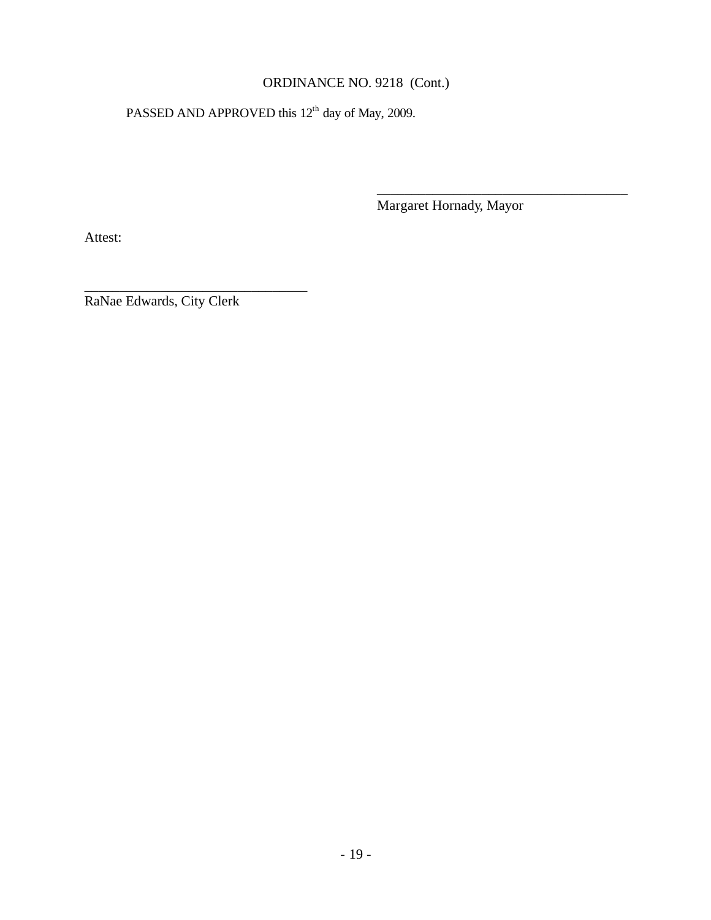ORDINANCE NO. 9218 (Cont.)

PASSED AND APPROVED this 12th day of May, 2009.

\_\_\_\_\_\_\_\_\_\_\_\_\_\_\_\_\_\_\_\_\_\_\_\_\_\_\_\_\_\_\_\_\_\_\_\_\_\_
Margaret Hornady, Mayor

Attest:

\_\_\_\_\_\_\_\_\_\_\_\_\_\_\_\_\_\_\_\_\_\_\_\_\_\_\_\_\_\_\_\_\_\_
RaNae Edwards, City Clerk